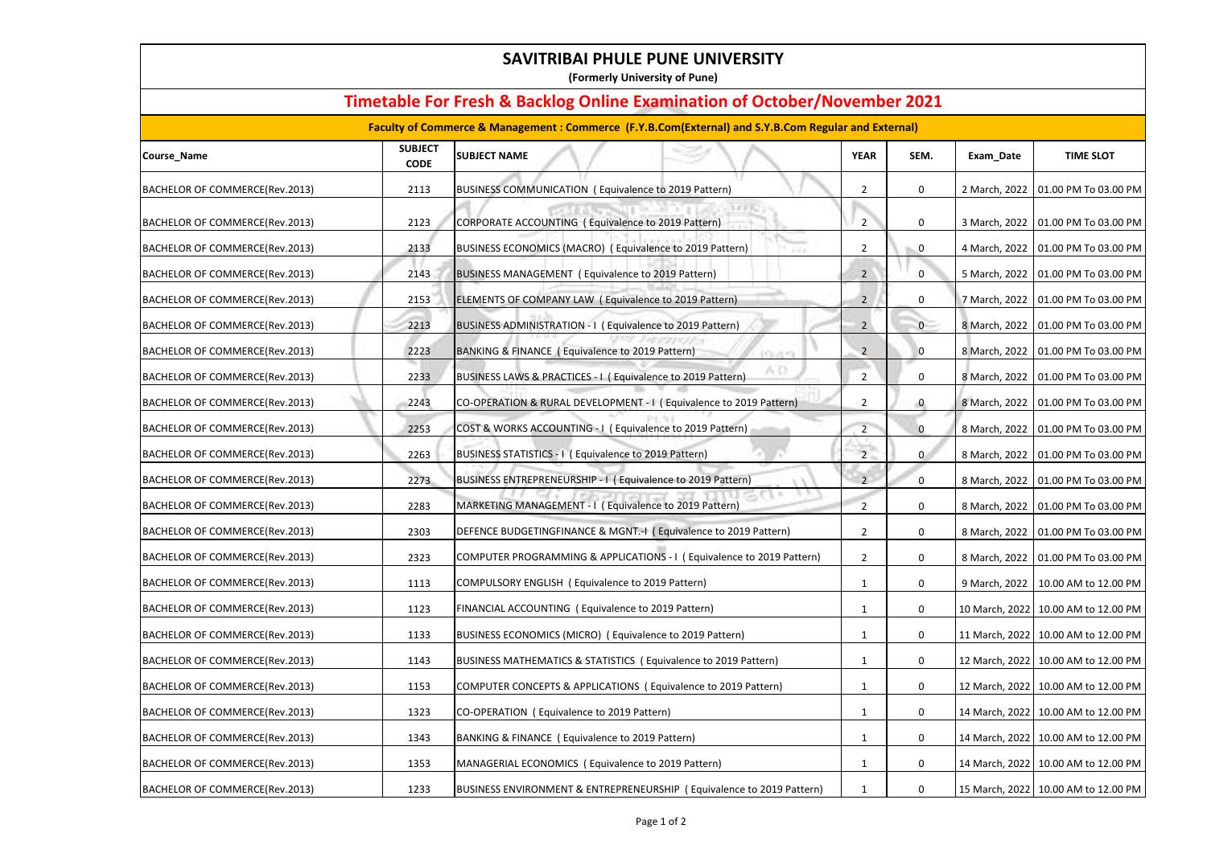# SAVITRIBAI PHULE PUNE UNIVERSITY

**(Formerly University of Pune)**

## Timetable For Fresh & Backlog Online Examination of October/November 2021

**Faculty of Commerce & Management : Commerce (F.Y.B.Com(External) and S.Y.B.Com Regular and External)**

| Course_Name | SUBJECT CODE | SUBJECT NAME | YEAR | SEM. | Exam_Date | TIME SLOT |
|---|---|---|---|---|---|---|
| BACHELOR OF COMMERCE(Rev.2013) | 2113 | BUSINESS COMMUNICATION ( Equivalence to 2019 Pattern) | 2 | 0 | 2 March, 2022 | 01.00 PM To 03.00 PM |
| BACHELOR OF COMMERCE(Rev.2013) | 2123 | CORPORATE ACCOUNTING ( Equivalence to 2019 Pattern) | 2 | 0 | 3 March, 2022 | 01.00 PM To 03.00 PM |
| BACHELOR OF COMMERCE(Rev.2013) | 2133 | BUSINESS ECONOMICS (MACRO) ( Equivalence to 2019 Pattern) | 2 | 0 | 4 March, 2022 | 01.00 PM To 03.00 PM |
| BACHELOR OF COMMERCE(Rev.2013) | 2143 | BUSINESS MANAGEMENT ( Equivalence to 2019 Pattern) | 2 | 0 | 5 March, 2022 | 01.00 PM To 03.00 PM |
| BACHELOR OF COMMERCE(Rev.2013) | 2153 | ELEMENTS OF COMPANY LAW ( Equivalence to 2019 Pattern) | 2 | 0 | 7 March, 2022 | 01.00 PM To 03.00 PM |
| BACHELOR OF COMMERCE(Rev.2013) | 2213 | BUSINESS ADMINISTRATION - I ( Equivalence to 2019 Pattern) | 2 | 0 | 8 March, 2022 | 01.00 PM To 03.00 PM |
| BACHELOR OF COMMERCE(Rev.2013) | 2223 | BANKING & FINANCE ( Equivalence to 2019 Pattern) | 2 | 0 | 8 March, 2022 | 01.00 PM To 03.00 PM |
| BACHELOR OF COMMERCE(Rev.2013) | 2233 | BUSINESS LAWS & PRACTICES - I ( Equivalence to 2019 Pattern) | 2 | 0 | 8 March, 2022 | 01.00 PM To 03.00 PM |
| BACHELOR OF COMMERCE(Rev.2013) | 2243 | CO-OPERATION & RURAL DEVELOPMENT - I ( Equivalence to 2019 Pattern) | 2 | 0 | 8 March, 2022 | 01.00 PM To 03.00 PM |
| BACHELOR OF COMMERCE(Rev.2013) | 2253 | COST & WORKS ACCOUNTING - I ( Equivalence to 2019 Pattern) | 2 | 0 | 8 March, 2022 | 01.00 PM To 03.00 PM |
| BACHELOR OF COMMERCE(Rev.2013) | 2263 | BUSINESS STATISTICS - I ( Equivalence to 2019 Pattern) | 2 | 0 | 8 March, 2022 | 01.00 PM To 03.00 PM |
| BACHELOR OF COMMERCE(Rev.2013) | 2273 | BUSINESS ENTREPRENEURSHIP - I ( Equivalence to 2019 Pattern) | 2 | 0 | 8 March, 2022 | 01.00 PM To 03.00 PM |
| BACHELOR OF COMMERCE(Rev.2013) | 2283 | MARKETING MANAGEMENT - I ( Equivalence to 2019 Pattern) | 2 | 0 | 8 March, 2022 | 01.00 PM To 03.00 PM |
| BACHELOR OF COMMERCE(Rev.2013) | 2303 | DEFENCE BUDGETINGFINANCE & MGNT.-I ( Equivalence to 2019 Pattern) | 2 | 0 | 8 March, 2022 | 01.00 PM To 03.00 PM |
| BACHELOR OF COMMERCE(Rev.2013) | 2323 | COMPUTER PROGRAMMING & APPLICATIONS - I ( Equivalence to 2019 Pattern) | 2 | 0 | 8 March, 2022 | 01.00 PM To 03.00 PM |
| BACHELOR OF COMMERCE(Rev.2013) | 1113 | COMPULSORY ENGLISH ( Equivalence to 2019 Pattern) | 1 | 0 | 9 March, 2022 | 10.00 AM to 12.00 PM |
| BACHELOR OF COMMERCE(Rev.2013) | 1123 | FINANCIAL ACCOUNTING ( Equivalence to 2019 Pattern) | 1 | 0 | 10 March, 2022 | 10.00 AM to 12.00 PM |
| BACHELOR OF COMMERCE(Rev.2013) | 1133 | BUSINESS ECONOMICS (MICRO) ( Equivalence to 2019 Pattern) | 1 | 0 | 11 March, 2022 | 10.00 AM to 12.00 PM |
| BACHELOR OF COMMERCE(Rev.2013) | 1143 | BUSINESS MATHEMATICS & STATISTICS ( Equivalence to 2019 Pattern) | 1 | 0 | 12 March, 2022 | 10.00 AM to 12.00 PM |
| BACHELOR OF COMMERCE(Rev.2013) | 1153 | COMPUTER CONCEPTS & APPLICATIONS ( Equivalence to 2019 Pattern) | 1 | 0 | 12 March, 2022 | 10.00 AM to 12.00 PM |
| BACHELOR OF COMMERCE(Rev.2013) | 1323 | CO-OPERATION ( Equivalence to 2019 Pattern) | 1 | 0 | 14 March, 2022 | 10.00 AM to 12.00 PM |
| BACHELOR OF COMMERCE(Rev.2013) | 1343 | BANKING & FINANCE ( Equivalence to 2019 Pattern) | 1 | 0 | 14 March, 2022 | 10.00 AM to 12.00 PM |
| BACHELOR OF COMMERCE(Rev.2013) | 1353 | MANAGERIAL ECONOMICS ( Equivalence to 2019 Pattern) | 1 | 0 | 14 March, 2022 | 10.00 AM to 12.00 PM |
| BACHELOR OF COMMERCE(Rev.2013) | 1233 | BUSINESS ENVIRONMENT & ENTREPRENEURSHIP ( Equivalence to 2019 Pattern) | 1 | 0 | 15 March, 2022 | 10.00 AM to 12.00 PM |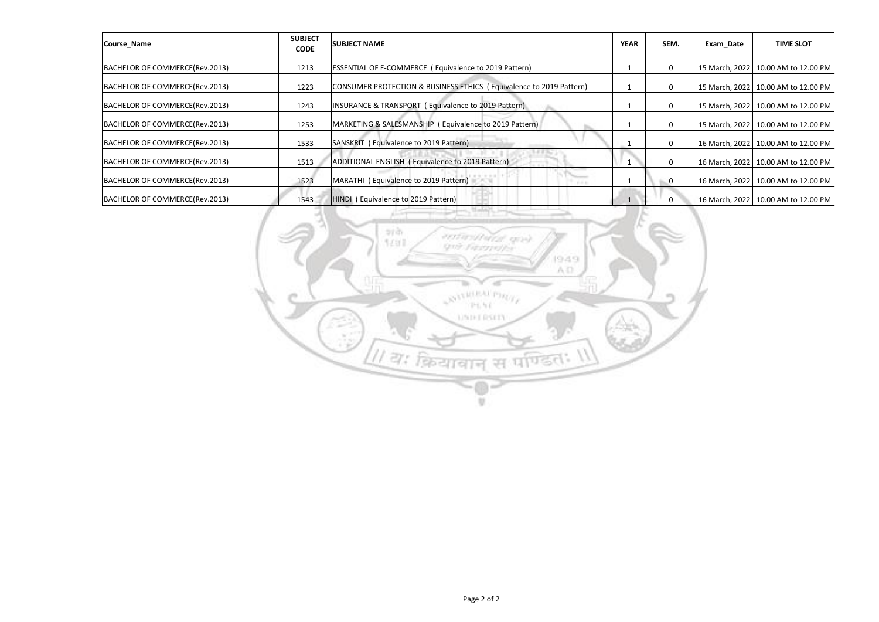| Course_Name | SUBJECT CODE | SUBJECT NAME | YEAR | SEM. | Exam_Date | TIME SLOT |
|---|---|---|---|---|---|---|
| BACHELOR OF COMMERCE(Rev.2013) | 1213 | ESSENTIAL OF E-COMMERCE ( Equivalence to 2019 Pattern) | 1 | 0 | 15 March, 2022 | 10.00 AM to 12.00 PM |
| BACHELOR OF COMMERCE(Rev.2013) | 1223 | CONSUMER PROTECTION & BUSINESS ETHICS ( Equivalence to 2019 Pattern) | 1 | 0 | 15 March, 2022 | 10.00 AM to 12.00 PM |
| BACHELOR OF COMMERCE(Rev.2013) | 1243 | INSURANCE & TRANSPORT ( Equivalence to 2019 Pattern) | 1 | 0 | 15 March, 2022 | 10.00 AM to 12.00 PM |
| BACHELOR OF COMMERCE(Rev.2013) | 1253 | MARKETING & SALESMANSHIP ( Equivalence to 2019 Pattern) | 1 | 0 | 15 March, 2022 | 10.00 AM to 12.00 PM |
| BACHELOR OF COMMERCE(Rev.2013) | 1533 | SANSKRIT ( Equivalence to 2019 Pattern) | 1 | 0 | 16 March, 2022 | 10.00 AM to 12.00 PM |
| BACHELOR OF COMMERCE(Rev.2013) | 1513 | ADDITIONAL ENGLISH ( Equivalence to 2019 Pattern) | 1 | 0 | 16 March, 2022 | 10.00 AM to 12.00 PM |
| BACHELOR OF COMMERCE(Rev.2013) | 1523 | MARATHI ( Equivalence to 2019 Pattern) | 1 | 0 | 16 March, 2022 | 10.00 AM to 12.00 PM |
| BACHELOR OF COMMERCE(Rev.2013) | 1543 | HINDI ( Equivalence to 2019 Pattern) | 1 | 0 | 16 March, 2022 | 10.00 AM to 12.00 PM |